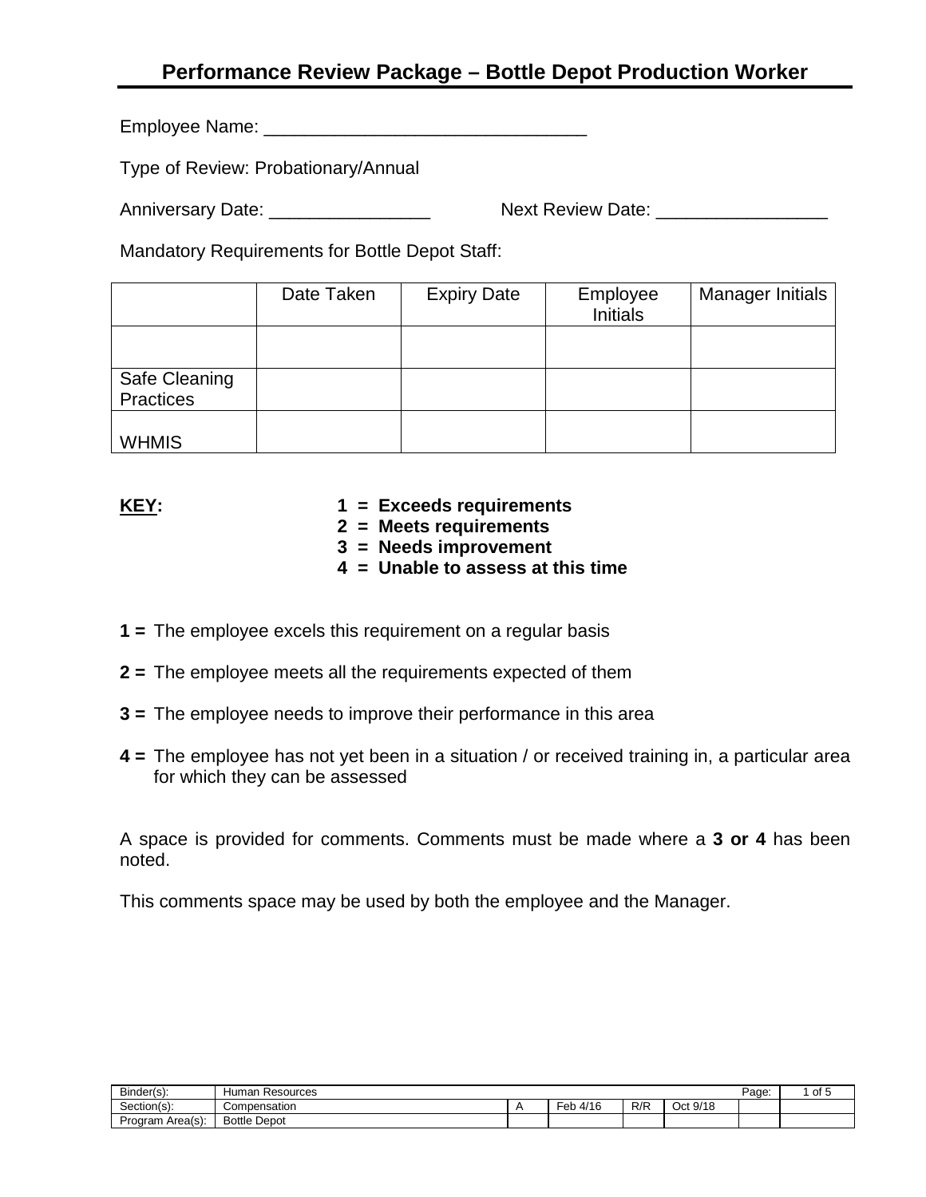# Performance Review Package – Bottle Depot Production Worker

Employee Name: ________________________________

Type of Review: Probationary/Annual

Anniversary Date: ________________ Next Review Date: _________________

Mandatory Requirements for Bottle Depot Staff:

| | Date Taken | Expiry Date | Employee Initials | Manager Initials |
|---|---|---|---|---|
| | | | | |
| Safe Cleaning Practices | | | | |
| WHMIS | | | | |

**KEY:**

**1 = Exceeds requirements**
**2 = Meets requirements**
**3 = Needs improvement**
**4 = Unable to assess at this time**

**1 =** The employee excels this requirement on a regular basis

**2 =** The employee meets all the requirements expected of them

**3 =** The employee needs to improve their performance in this area

**4 =** The employee has not yet been in a situation / or received training in, a particular area for which they can be assessed

A space is provided for comments. Comments must be made where a **3 or 4** has been noted.

This comments space may be used by both the employee and the Manager.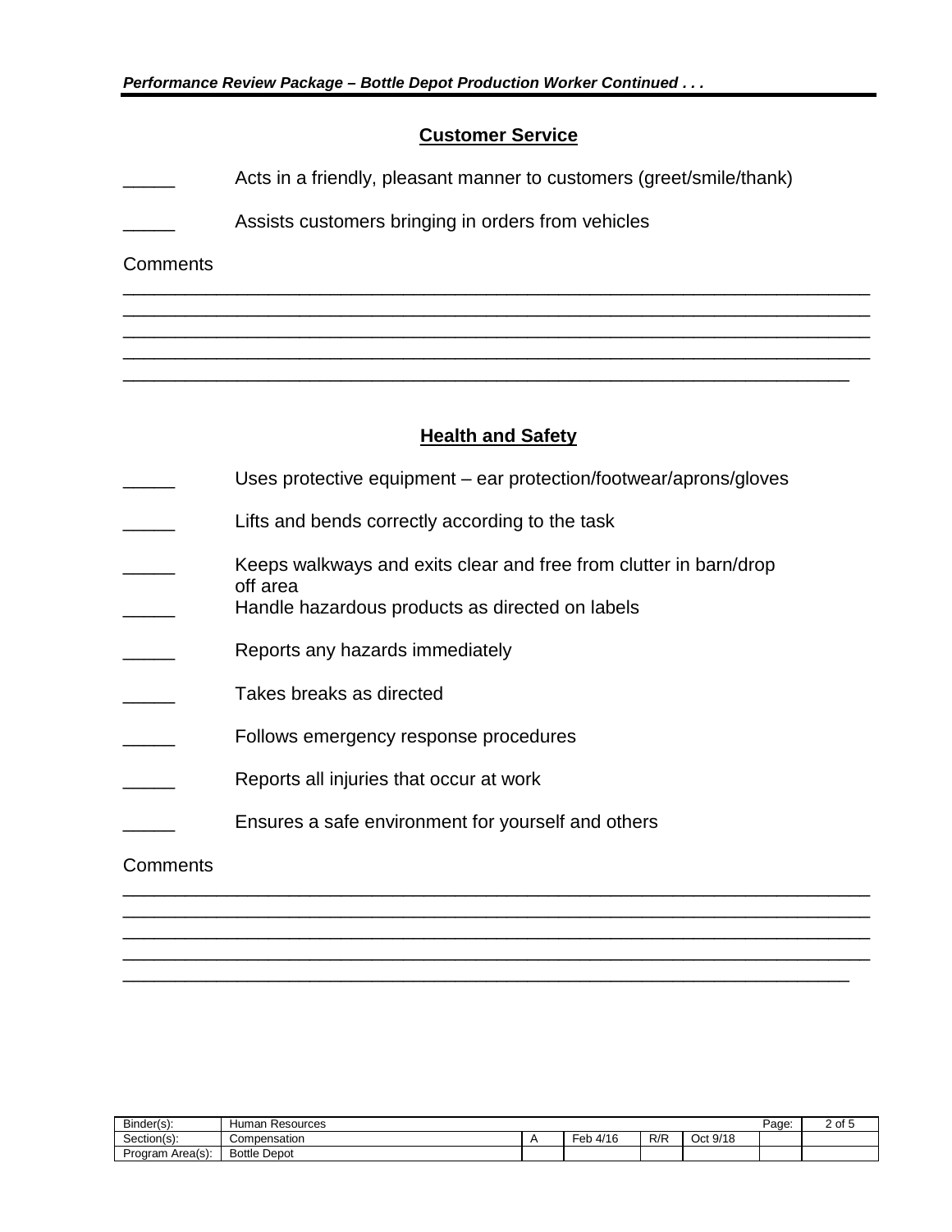## Customer Service

_____ Acts in a friendly, pleasant manner to customers (greet/smile/thank)

_____ Assists customers bringing in orders from vehicles

Comments

____________________________________________________________________________
____________________________________________________________________________
____________________________________________________________________________
____________________________________________________________________________
__________________________________________________________________________

## Health and Safety

_____ Uses protective equipment – ear protection/footwear/aprons/gloves

_____ Lifts and bends correctly according to the task

_____ Keeps walkways and exits clear and free from clutter in barn/drop off area

_____ Handle hazardous products as directed on labels

_____ Reports any hazards immediately

_____ Takes breaks as directed

_____ Follows emergency response procedures

_____ Reports all injuries that occur at work

_____ Ensures a safe environment for yourself and others

Comments

____________________________________________________________________________
____________________________________________________________________________
____________________________________________________________________________
____________________________________________________________________________
__________________________________________________________________________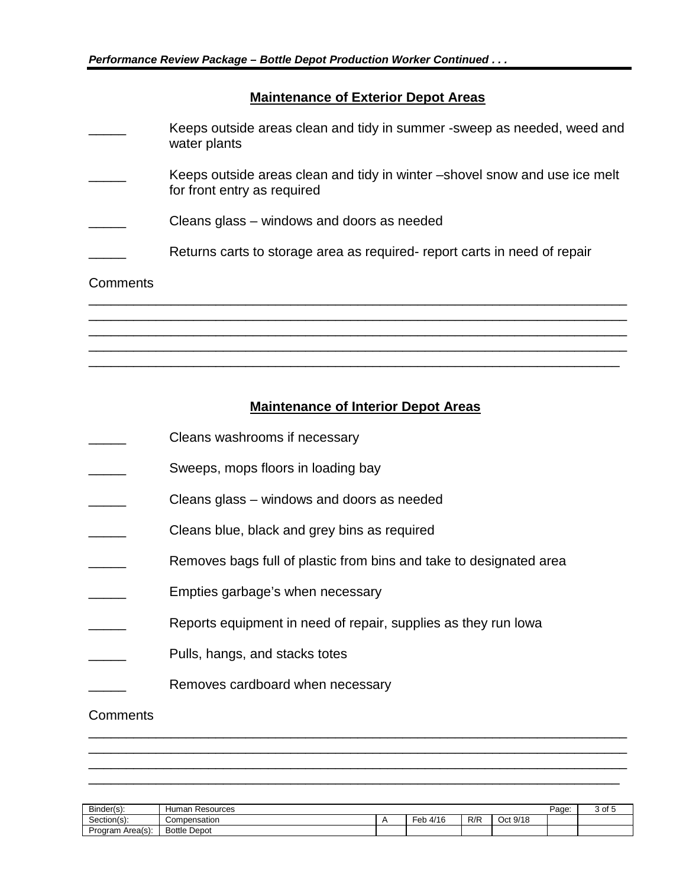## Maintenance of Exterior Depot Areas

_____ Keeps outside areas clean and tidy in summer -sweep as needed, weed and water plants

_____ Keeps outside areas clean and tidy in winter –shovel snow and use ice melt for front entry as required

_____ Cleans glass – windows and doors as needed

_____ Returns carts to storage area as required- report carts in need of repair

Comments

___________________________________________________________________________
___________________________________________________________________________
___________________________________________________________________________
___________________________________________________________________________
___________________________________________________________________________

## Maintenance of Interior Depot Areas

_____ Cleans washrooms if necessary

_____ Sweeps, mops floors in loading bay

_____ Cleans glass – windows and doors as needed

_____ Cleans blue, black and grey bins as required

_____ Removes bags full of plastic from bins and take to designated area

_____ Empties garbage's when necessary

_____ Reports equipment in need of repair, supplies as they run lowa

_____ Pulls, hangs, and stacks totes

_____ Removes cardboard when necessary

Comments

___________________________________________________________________________
___________________________________________________________________________
___________________________________________________________________________
___________________________________________________________________________

| Binder(s): | Human Resources | | | | | Page: | 3 of 5 |
|---|---|---|---|---|---|---|---|
| Section(s): | Compensation | A | Feb 4/16 | R/R | Oct 9/18 | | |
| Program Area(s): | Bottle Depot | | | | | | |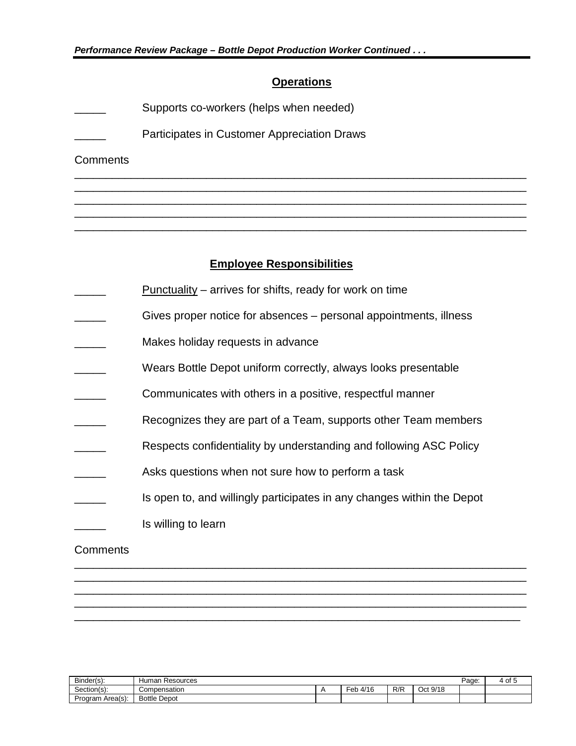## Operations

_____ Supports co-workers (helps when needed)

_____ Participates in Customer Appreciation Draws

Comments

______________________________________________________________________________
______________________________________________________________________________
______________________________________________________________________________
______________________________________________________________________________
______________________________________________________________________________

## Employee Responsibilities

_____ Punctuality – arrives for shifts, ready for work on time

_____ Gives proper notice for absences – personal appointments, illness

_____ Makes holiday requests in advance

_____ Wears Bottle Depot uniform correctly, always looks presentable

_____ Communicates with others in a positive, respectful manner

_____ Recognizes they are part of a Team, supports other Team members

_____ Respects confidentiality by understanding and following ASC Policy

_____ Asks questions when not sure how to perform a task

_____ Is open to, and willingly participates in any changes within the Depot

_____ Is willing to learn

Comments

______________________________________________________________________________
______________________________________________________________________________
______________________________________________________________________________
______________________________________________________________________________
______________________________________________________________________________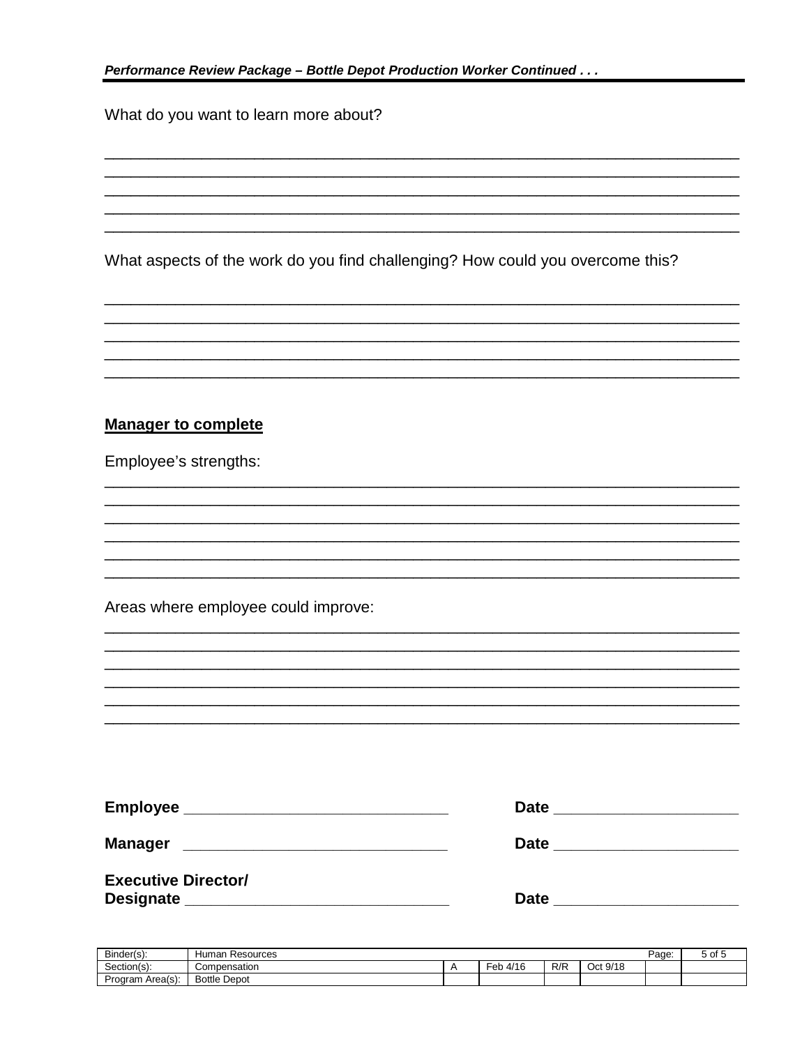What do you want to learn more about?

_______________________________________________________________________________
_______________________________________________________________________________
_______________________________________________________________________________
_______________________________________________________________________________
_______________________________________________________________________________

What aspects of the work do you find challenging? How could you overcome this?

_______________________________________________________________________________
_______________________________________________________________________________
_______________________________________________________________________________
_______________________________________________________________________________
_______________________________________________________________________________

**Manager to complete**

Employee's strengths:

_______________________________________________________________________________
_______________________________________________________________________________
_______________________________________________________________________________
_______________________________________________________________________________
_______________________________________________________________________________
_______________________________________________________________________________

Areas where employee could improve:

_______________________________________________________________________________
_______________________________________________________________________________
_______________________________________________________________________________
_______________________________________________________________________________
_______________________________________________________________________________
_______________________________________________________________________________

**Employee** _______________________________ **Date** _____________________

**Manager** _______________________________ **Date** _____________________

**Executive Director/**
**Designate** _______________________________ **Date** _____________________

| | | | | | | | |
|---|---|---|---|---|---|---|---|
| Binder(s): | Human Resources | | | | | Page: | |
| Section(s): | Compensation | A | Feb 4/16 | R/R | Oct 9/18 | | |
| Program Area(s): | Bottle Depot | | | | | | |